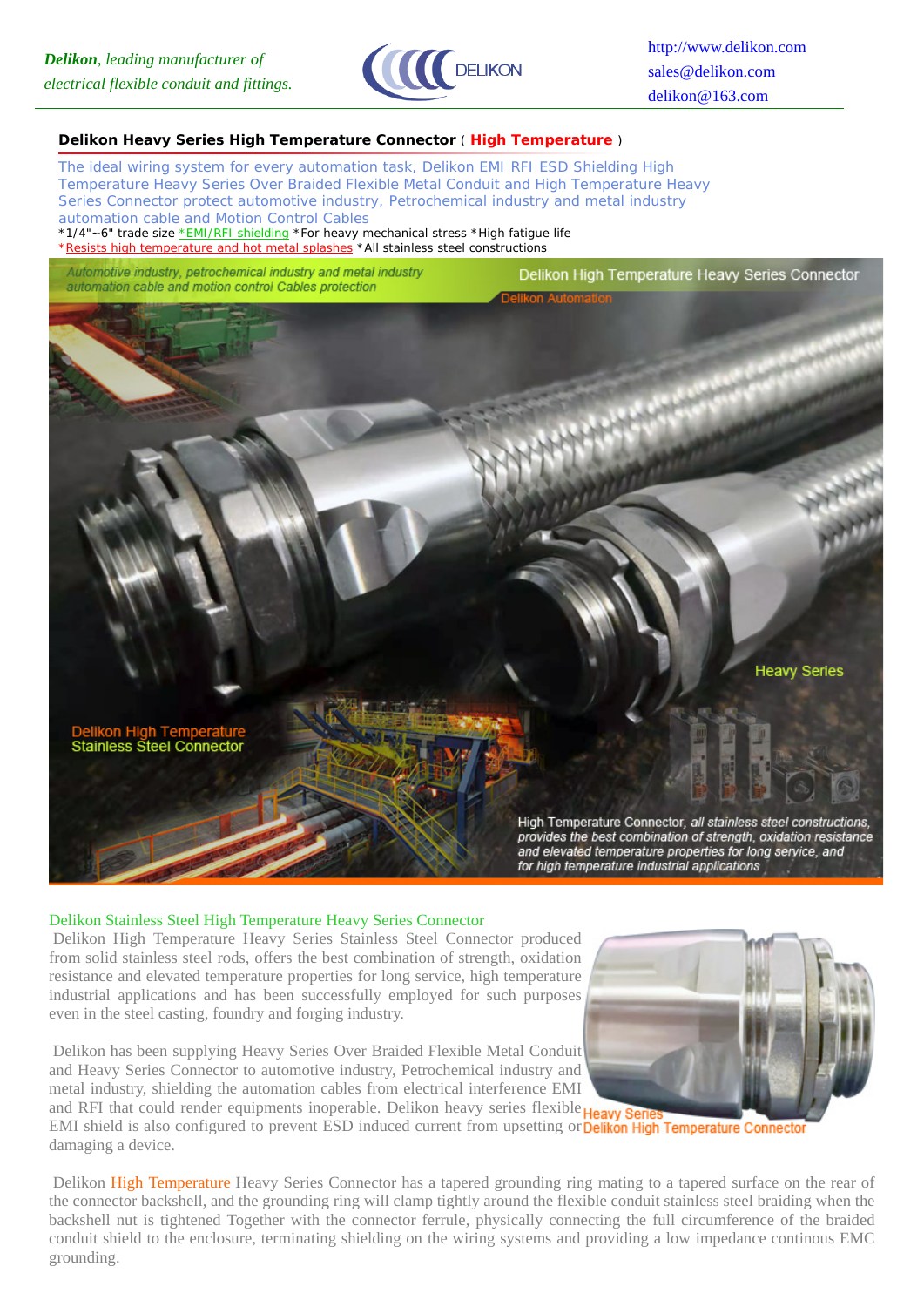*Delikon, leading manufacturer of electrical flexible conduit and fittings.*

http://www.delikon.com
sales@delikon.com
delikon@163.com

**Delikon Heavy Series High Temperature Connector** ( **High Temperature** )

The ideal wiring system for every automation task, Delikon EMI RFI ESD Shielding High Temperature Heavy Series Over Braided Flexible Metal Conduit and High Temperature Heavy Series Connector protect automotive industry, Petrochemical industry and metal industry automation cable and Motion Control Cables

*1/4"~6" trade size *EMI/RFI shielding *For heavy mechanical stress *High fatigue life
*Resists high temperature and hot metal splashes *All stainless steel constructions

Automotive industry, petrochemical industry and metal industry automation cable and motion control Cables protection

Delikon High Temperature Heavy Series Connector

Delikon Automation

Heavy Series

Delikon High Temperature Stainless Steel Connector

High Temperature Connector, all stainless steel constructions, provides the best combination of strength, oxidation resistance and elevated temperature properties for long service, and for high temperature industrial applications

## Delikon Stainless Steel High Temperature Heavy Series Connector

Delikon High Temperature Heavy Series Stainless Steel Connector produced from solid stainless steel rods, offers the best combination of strength, oxidation resistance and elevated temperature properties for long service, high temperature industrial applications and has been successfully employed for such purposes even in the steel casting, foundry and forging industry.

Delikon has been supplying Heavy Series Over Braided Flexible Metal Conduit and Heavy Series Connector to automotive industry, Petrochemical industry and metal industry, shielding the automation cables from electrical interference EMI and RFI that could render equipments inoperable. Delikon heavy series flexible EMI shield is also configured to prevent ESD induced current from upsetting or damaging a device.

Heavy Series
Delikon High Temperature Connector

Delikon High Temperature Heavy Series Connector has a tapered grounding ring mating to a tapered surface on the rear of the connector backshell, and the grounding ring will clamp tightly around the flexible conduit stainless steel braiding when the backshell nut is tightened Together with the connector ferrule, physically connecting the full circumference of the braided conduit shield to the enclosure, terminating shielding on the wiring systems and providing a low impedance continous EMC grounding.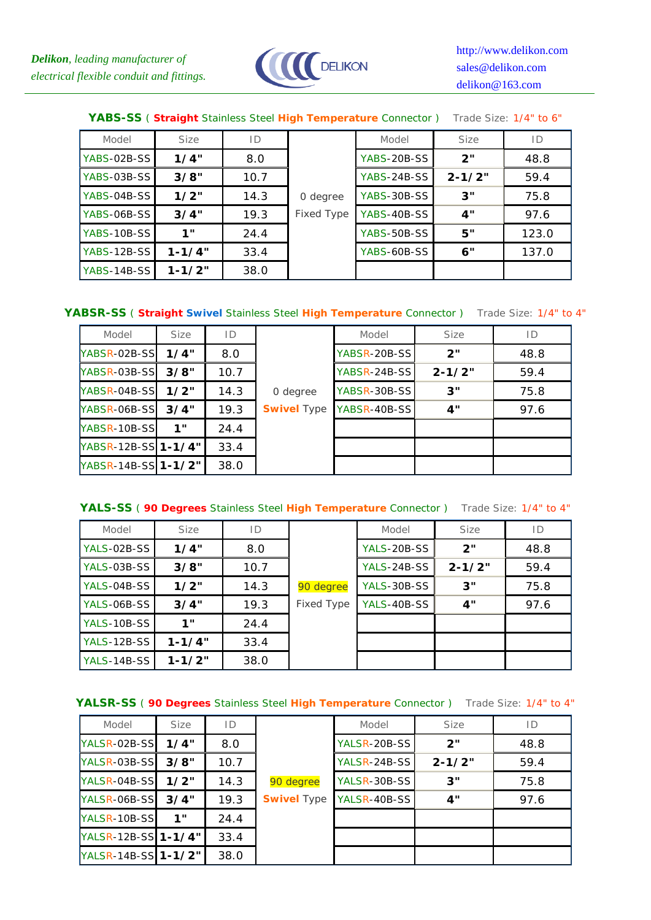*Delikon*, *leading manufacturer of electrical flexible conduit and fittings.*

DELIKON

http://www.delikon.com
sales@delikon.com
delikon@163.com

## YABS-SS ( Straight Stainless Steel High Temperature Connector ) Trade Size: 1/4" to 6"

| Model | Size | ID | | Model | Size | ID |
|---|---|---|---|---|---|---|
| YABS-02B-SS | **1/4"** | 8.0 | 0 degree Fixed Type | YABS-20B-SS | **2"** | 48.8 |
| YABS-03B-SS | **3/8"** | 10.7 | | YABS-24B-SS | **2-1/2"** | 59.4 |
| YABS-04B-SS | **1/2"** | 14.3 | | YABS-30B-SS | **3"** | 75.8 |
| YABS-06B-SS | **3/4"** | 19.3 | | YABS-40B-SS | **4"** | 97.6 |
| YABS-10B-SS | **1"** | 24.4 | | YABS-50B-SS | **5"** | 123.0 |
| YABS-12B-SS | **1-1/4"** | 33.4 | | YABS-60B-SS | **6"** | 137.0 |
| YABS-14B-SS | **1-1/2"** | 38.0 | | | | |

## YABSR-SS ( Straight Swivel Stainless Steel High Temperature Connector ) Trade Size: 1/4" to 4"

| Model | Size | ID | | Model | Size | ID |
|---|---|---|---|---|---|---|
| YABSR-02B-SS | **1/4"** | 8.0 | 0 degree **Swivel** Type | YABSR-20B-SS | **2"** | 48.8 |
| YABSR-03B-SS | **3/8"** | 10.7 | | YABSR-24B-SS | **2-1/2"** | 59.4 |
| YABSR-04B-SS | **1/2"** | 14.3 | | YABSR-30B-SS | **3"** | 75.8 |
| YABSR-06B-SS | **3/4"** | 19.3 | | YABSR-40B-SS | **4"** | 97.6 |
| YABSR-10B-SS | **1"** | 24.4 | | | | |
| YABSR-12B-SS | **1-1/4"** | 33.4 | | | | |
| YABSR-14B-SS | **1-1/2"** | 38.0 | | | | |

## YALS-SS ( 90 Degrees Stainless Steel High Temperature Connector ) Trade Size: 1/4" to 4"

| Model | Size | ID | | Model | Size | ID |
|---|---|---|---|---|---|---|
| YALS-02B-SS | **1/4"** | 8.0 | 90 degree Fixed Type | YALS-20B-SS | **2"** | 48.8 |
| YALS-03B-SS | **3/8"** | 10.7 | | YALS-24B-SS | **2-1/2"** | 59.4 |
| YALS-04B-SS | **1/2"** | 14.3 | | YALS-30B-SS | **3"** | 75.8 |
| YALS-06B-SS | **3/4"** | 19.3 | | YALS-40B-SS | **4"** | 97.6 |
| YALS-10B-SS | **1"** | 24.4 | | | | |
| YALS-12B-SS | **1-1/4"** | 33.4 | | | | |
| YALS-14B-SS | **1-1/2"** | 38.0 | | | | |

## YALSR-SS ( 90 Degrees Stainless Steel High Temperature Connector ) Trade Size: 1/4" to 4"

| Model | Size | ID | | Model | Size | ID |
|---|---|---|---|---|---|---|
| YALSR-02B-SS | **1/4"** | 8.0 | 90 degree **Swivel** Type | YALSR-20B-SS | **2"** | 48.8 |
| YALSR-03B-SS | **3/8"** | 10.7 | | YALSR-24B-SS | **2-1/2"** | 59.4 |
| YALSR-04B-SS | **1/2"** | 14.3 | | YALSR-30B-SS | **3"** | 75.8 |
| YALSR-06B-SS | **3/4"** | 19.3 | | YALSR-40B-SS | **4"** | 97.6 |
| YALSR-10B-SS | **1"** | 24.4 | | | | |
| YALSR-12B-SS | **1-1/4"** | 33.4 | | | | |
| YALSR-14B-SS | **1-1/2"** | 38.0 | | | | |